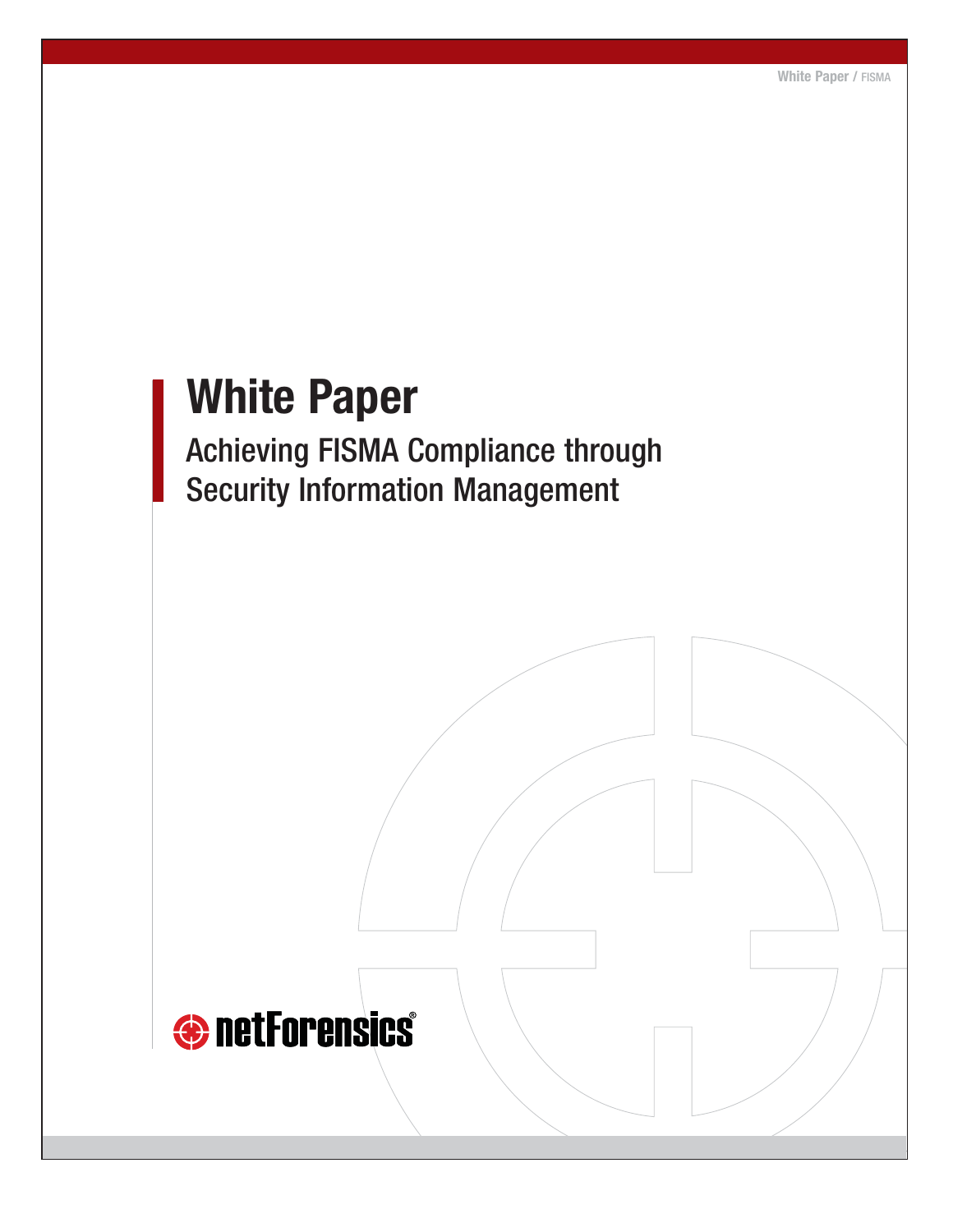# White Paper

## Achieving FISMA Compliance through Security Information Management

netForensics®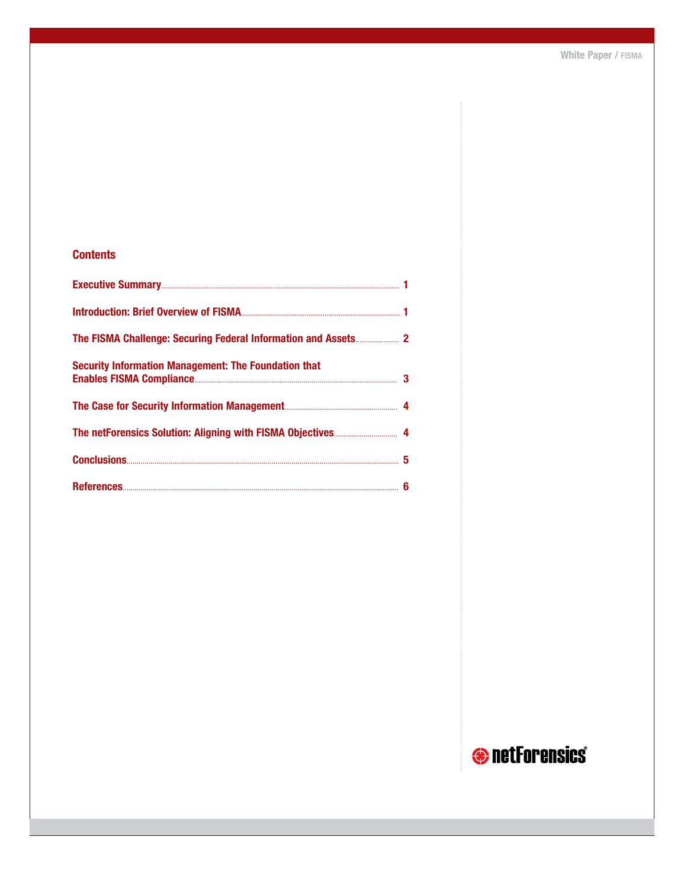## Contents

Executive Summary ........ 1

Introduction: Brief Overview of FISMA ........ 1

The FISMA Challenge: Securing Federal Information and Assets ........ 2

Security Information Management: The Foundation that Enables FISMA Compliance ........ 3

The Case for Security Information Management ........ 4

The netForensics Solution: Aligning with FISMA Objectives ........ 4

Conclusions ........ 5

References ........ 6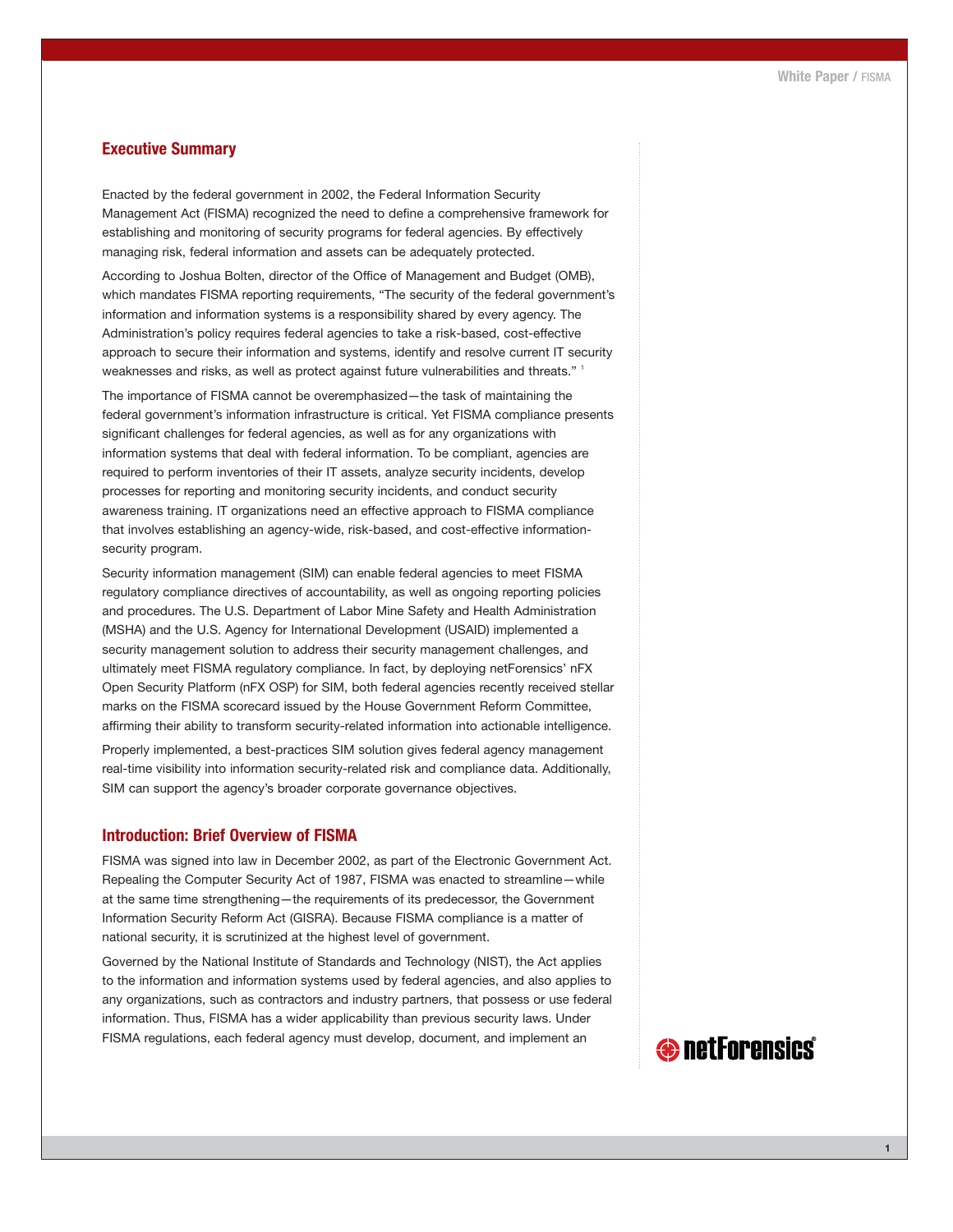## Executive Summary

Enacted by the federal government in 2002, the Federal Information Security Management Act (FISMA) recognized the need to define a comprehensive framework for establishing and monitoring of security programs for federal agencies. By effectively managing risk, federal information and assets can be adequately protected.

According to Joshua Bolten, director of the Office of Management and Budget (OMB), which mandates FISMA reporting requirements, "The security of the federal government's information and information systems is a responsibility shared by every agency. The Administration's policy requires federal agencies to take a risk-based, cost-effective approach to secure their information and systems, identify and resolve current IT security weaknesses and risks, as well as protect against future vulnerabilities and threats." [1]

The importance of FISMA cannot be overemphasized—the task of maintaining the federal government's information infrastructure is critical. Yet FISMA compliance presents significant challenges for federal agencies, as well as for any organizations with information systems that deal with federal information. To be compliant, agencies are required to perform inventories of their IT assets, analyze security incidents, develop processes for reporting and monitoring security incidents, and conduct security awareness training. IT organizations need an effective approach to FISMA compliance that involves establishing an agency-wide, risk-based, and cost-effective information-security program.

Security information management (SIM) can enable federal agencies to meet FISMA regulatory compliance directives of accountability, as well as ongoing reporting policies and procedures. The U.S. Department of Labor Mine Safety and Health Administration (MSHA) and the U.S. Agency for International Development (USAID) implemented a security management solution to address their security management challenges, and ultimately meet FISMA regulatory compliance. In fact, by deploying netForensics' nFX Open Security Platform (nFX OSP) for SIM, both federal agencies recently received stellar marks on the FISMA scorecard issued by the House Government Reform Committee, affirming their ability to transform security-related information into actionable intelligence.

Properly implemented, a best-practices SIM solution gives federal agency management real-time visibility into information security-related risk and compliance data. Additionally, SIM can support the agency's broader corporate governance objectives.

## Introduction: Brief Overview of FISMA

FISMA was signed into law in December 2002, as part of the Electronic Government Act. Repealing the Computer Security Act of 1987, FISMA was enacted to streamline—while at the same time strengthening—the requirements of its predecessor, the Government Information Security Reform Act (GISRA). Because FISMA compliance is a matter of national security, it is scrutinized at the highest level of government.

Governed by the National Institute of Standards and Technology (NIST), the Act applies to the information and information systems used by federal agencies, and also applies to any organizations, such as contractors and industry partners, that possess or use federal information. Thus, FISMA has a wider applicability than previous security laws. Under FISMA regulations, each federal agency must develop, document, and implement an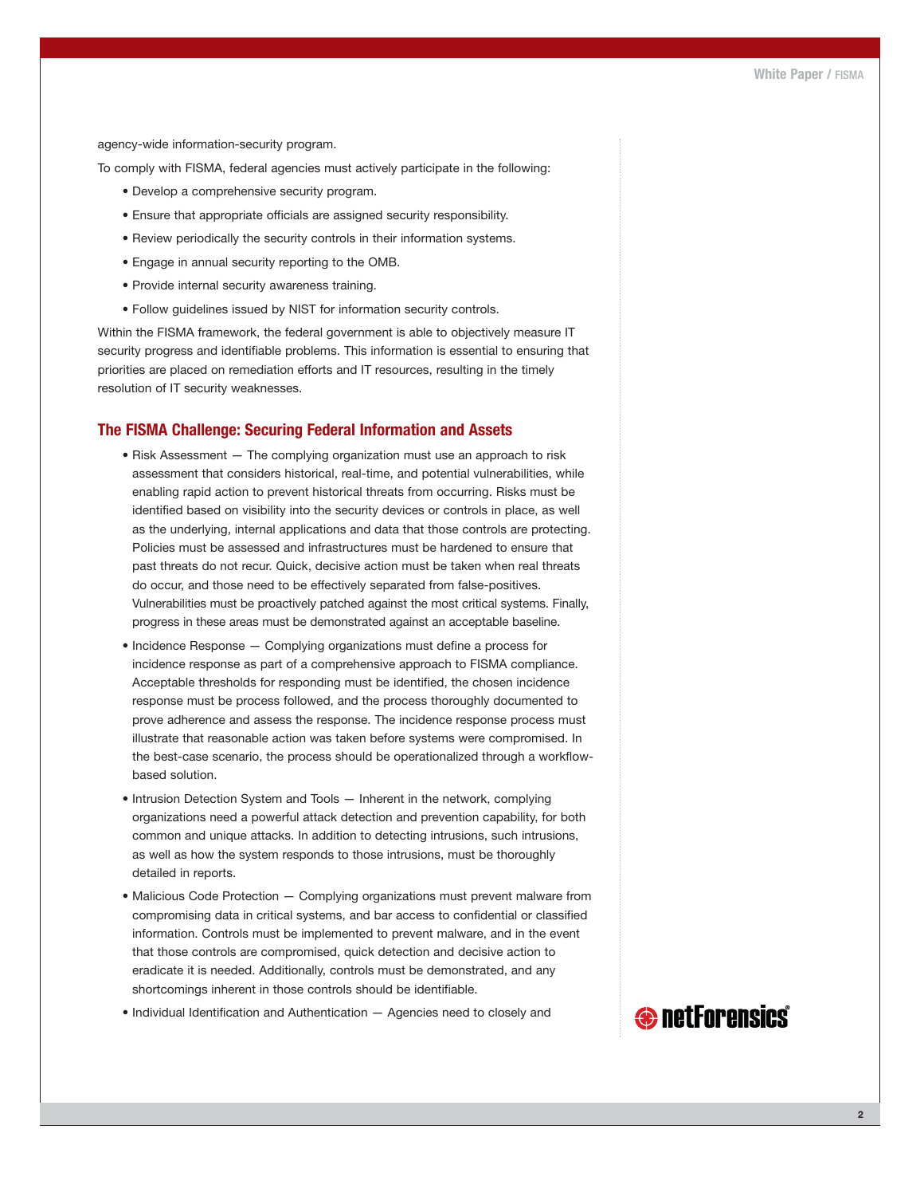agency-wide information-security program.

To comply with FISMA, federal agencies must actively participate in the following:

- Develop a comprehensive security program.
- Ensure that appropriate officials are assigned security responsibility.
- Review periodically the security controls in their information systems.
- Engage in annual security reporting to the OMB.
- Provide internal security awareness training.
- Follow guidelines issued by NIST for information security controls.

Within the FISMA framework, the federal government is able to objectively measure IT security progress and identifiable problems. This information is essential to ensuring that priorities are placed on remediation efforts and IT resources, resulting in the timely resolution of IT security weaknesses.

## The FISMA Challenge: Securing Federal Information and Assets

- Risk Assessment — The complying organization must use an approach to risk assessment that considers historical, real-time, and potential vulnerabilities, while enabling rapid action to prevent historical threats from occurring. Risks must be identified based on visibility into the security devices or controls in place, as well as the underlying, internal applications and data that those controls are protecting. Policies must be assessed and infrastructures must be hardened to ensure that past threats do not recur. Quick, decisive action must be taken when real threats do occur, and those need to be effectively separated from false-positives. Vulnerabilities must be proactively patched against the most critical systems. Finally, progress in these areas must be demonstrated against an acceptable baseline.
- Incidence Response — Complying organizations must define a process for incidence response as part of a comprehensive approach to FISMA compliance. Acceptable thresholds for responding must be identified, the chosen incidence response must be process followed, and the process thoroughly documented to prove adherence and assess the response. The incidence response process must illustrate that reasonable action was taken before systems were compromised. In the best-case scenario, the process should be operationalized through a workflow-based solution.
- Intrusion Detection System and Tools — Inherent in the network, complying organizations need a powerful attack detection and prevention capability, for both common and unique attacks. In addition to detecting intrusions, such intrusions, as well as how the system responds to those intrusions, must be thoroughly detailed in reports.
- Malicious Code Protection — Complying organizations must prevent malware from compromising data in critical systems, and bar access to confidential or classified information. Controls must be implemented to prevent malware, and in the event that those controls are compromised, quick detection and decisive action to eradicate it is needed. Additionally, controls must be demonstrated, and any shortcomings inherent in those controls should be identifiable.
- Individual Identification and Authentication — Agencies need to closely and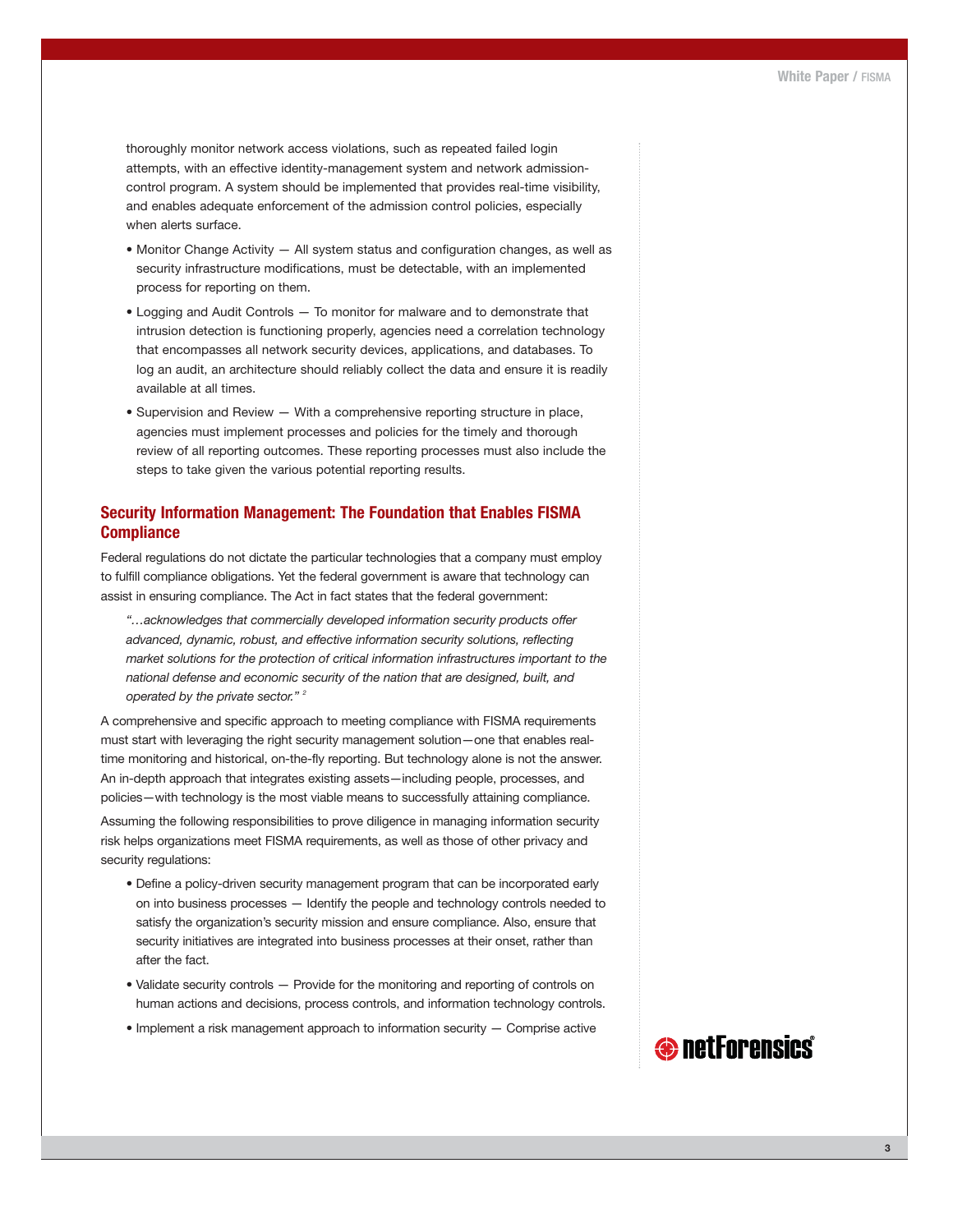thoroughly monitor network access violations, such as repeated failed login attempts, with an effective identity-management system and network admission-control program. A system should be implemented that provides real-time visibility, and enables adequate enforcement of the admission control policies, especially when alerts surface.

- Monitor Change Activity — All system status and configuration changes, as well as security infrastructure modifications, must be detectable, with an implemented process for reporting on them.
- Logging and Audit Controls — To monitor for malware and to demonstrate that intrusion detection is functioning properly, agencies need a correlation technology that encompasses all network security devices, applications, and databases. To log an audit, an architecture should reliably collect the data and ensure it is readily available at all times.
- Supervision and Review — With a comprehensive reporting structure in place, agencies must implement processes and policies for the timely and thorough review of all reporting outcomes. These reporting processes must also include the steps to take given the various potential reporting results.

## Security Information Management: The Foundation that Enables FISMA Compliance

Federal regulations do not dictate the particular technologies that a company must employ to fulfill compliance obligations. Yet the federal government is aware that technology can assist in ensuring compliance. The Act in fact states that the federal government:

> *"…acknowledges that commercially developed information security products offer advanced, dynamic, robust, and effective information security solutions, reflecting market solutions for the protection of critical information infrastructures important to the national defense and economic security of the nation that are designed, built, and operated by the private sector."* [2]

A comprehensive and specific approach to meeting compliance with FISMA requirements must start with leveraging the right security management solution—one that enables real-time monitoring and historical, on-the-fly reporting. But technology alone is not the answer. An in-depth approach that integrates existing assets—including people, processes, and policies—with technology is the most viable means to successfully attaining compliance.

Assuming the following responsibilities to prove diligence in managing information security risk helps organizations meet FISMA requirements, as well as those of other privacy and security regulations:

- Define a policy-driven security management program that can be incorporated early on into business processes — Identify the people and technology controls needed to satisfy the organization's security mission and ensure compliance. Also, ensure that security initiatives are integrated into business processes at their onset, rather than after the fact.
- Validate security controls — Provide for the monitoring and reporting of controls on human actions and decisions, process controls, and information technology controls.
- Implement a risk management approach to information security — Comprise active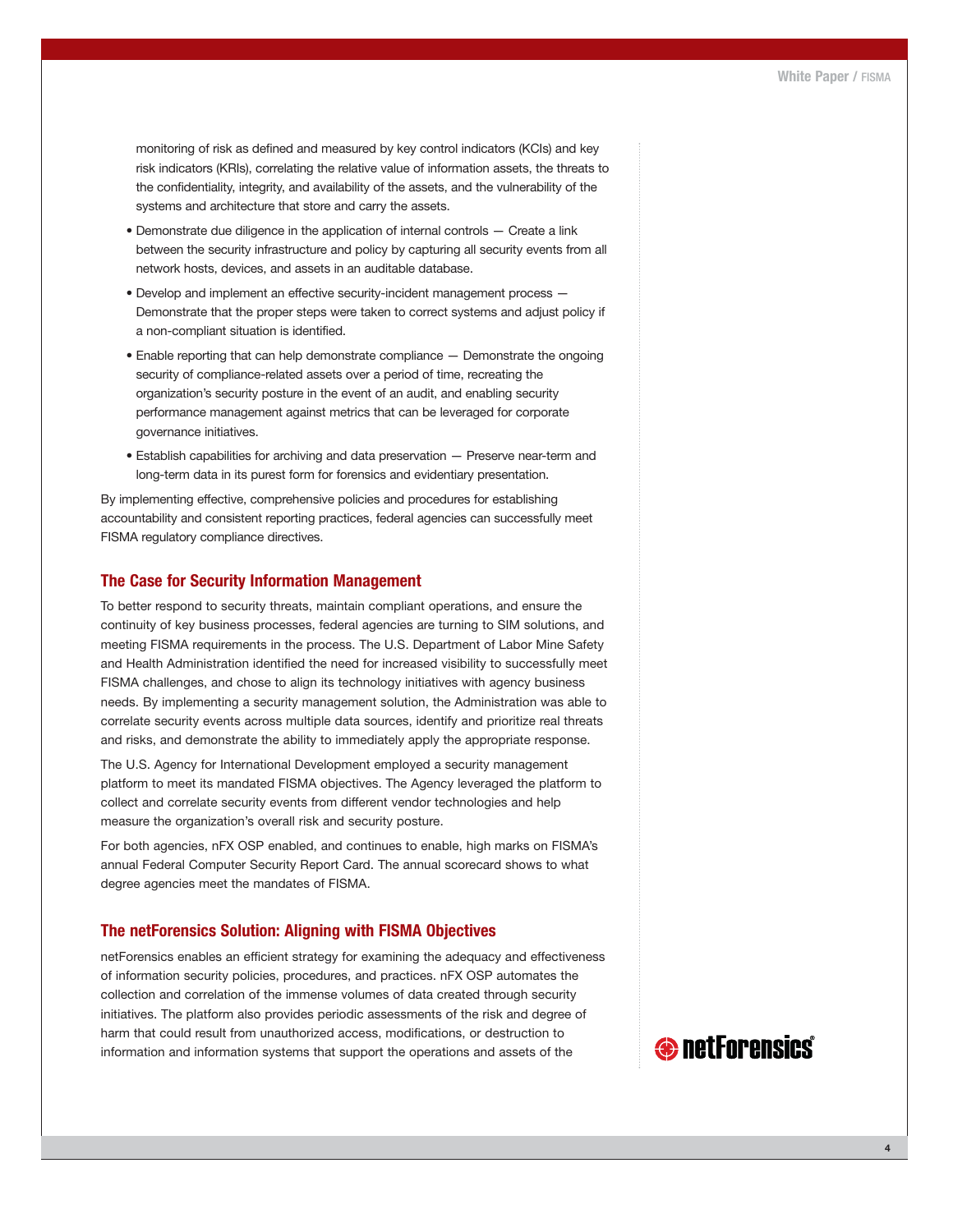monitoring of risk as defined and measured by key control indicators (KCIs) and key risk indicators (KRIs), correlating the relative value of information assets, the threats to the confidentiality, integrity, and availability of the assets, and the vulnerability of the systems and architecture that store and carry the assets.

- Demonstrate due diligence in the application of internal controls — Create a link between the security infrastructure and policy by capturing all security events from all network hosts, devices, and assets in an auditable database.
- Develop and implement an effective security-incident management process — Demonstrate that the proper steps were taken to correct systems and adjust policy if a non-compliant situation is identified.
- Enable reporting that can help demonstrate compliance — Demonstrate the ongoing security of compliance-related assets over a period of time, recreating the organization's security posture in the event of an audit, and enabling security performance management against metrics that can be leveraged for corporate governance initiatives.
- Establish capabilities for archiving and data preservation — Preserve near-term and long-term data in its purest form for forensics and evidentiary presentation.

By implementing effective, comprehensive policies and procedures for establishing accountability and consistent reporting practices, federal agencies can successfully meet FISMA regulatory compliance directives.

## The Case for Security Information Management

To better respond to security threats, maintain compliant operations, and ensure the continuity of key business processes, federal agencies are turning to SIM solutions, and meeting FISMA requirements in the process. The U.S. Department of Labor Mine Safety and Health Administration identified the need for increased visibility to successfully meet FISMA challenges, and chose to align its technology initiatives with agency business needs. By implementing a security management solution, the Administration was able to correlate security events across multiple data sources, identify and prioritize real threats and risks, and demonstrate the ability to immediately apply the appropriate response.

The U.S. Agency for International Development employed a security management platform to meet its mandated FISMA objectives. The Agency leveraged the platform to collect and correlate security events from different vendor technologies and help measure the organization's overall risk and security posture.

For both agencies, nFX OSP enabled, and continues to enable, high marks on FISMA's annual Federal Computer Security Report Card. The annual scorecard shows to what degree agencies meet the mandates of FISMA.

## The netForensics Solution: Aligning with FISMA Objectives

netForensics enables an efficient strategy for examining the adequacy and effectiveness of information security policies, procedures, and practices. nFX OSP automates the collection and correlation of the immense volumes of data created through security initiatives. The platform also provides periodic assessments of the risk and degree of harm that could result from unauthorized access, modifications, or destruction to information and information systems that support the operations and assets of the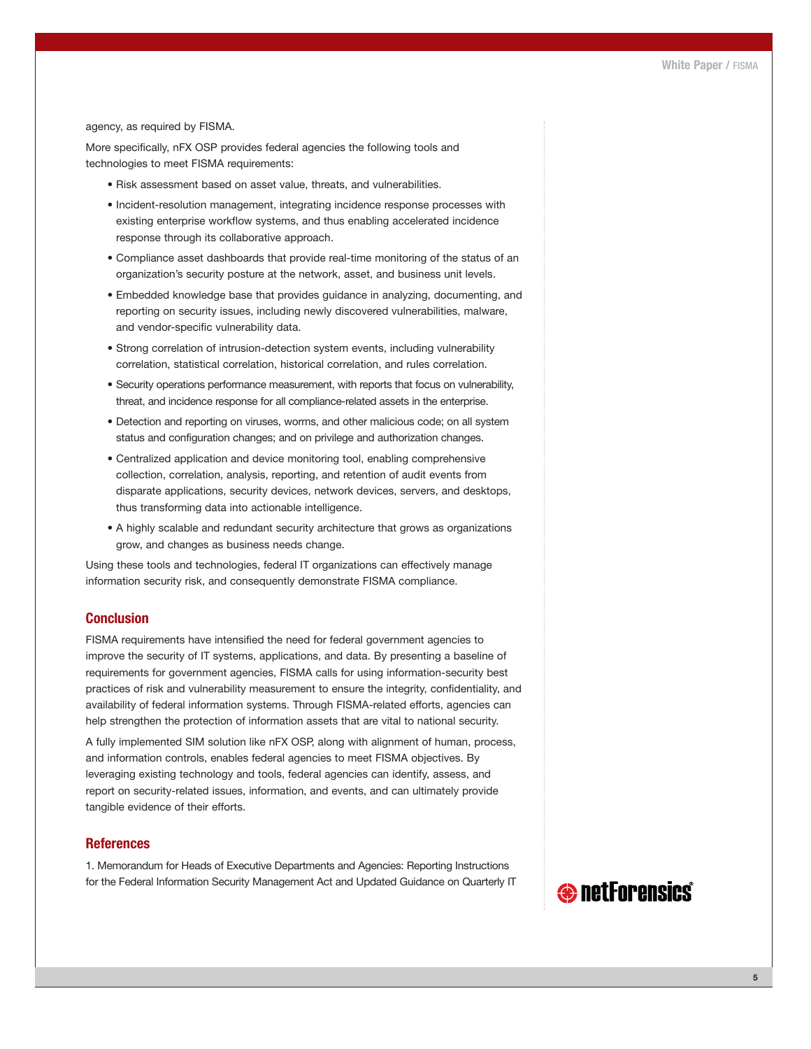agency, as required by FISMA.

More specifically, nFX OSP provides federal agencies the following tools and technologies to meet FISMA requirements:

- Risk assessment based on asset value, threats, and vulnerabilities.
- Incident-resolution management, integrating incidence response processes with existing enterprise workflow systems, and thus enabling accelerated incidence response through its collaborative approach.
- Compliance asset dashboards that provide real-time monitoring of the status of an organization's security posture at the network, asset, and business unit levels.
- Embedded knowledge base that provides guidance in analyzing, documenting, and reporting on security issues, including newly discovered vulnerabilities, malware, and vendor-specific vulnerability data.
- Strong correlation of intrusion-detection system events, including vulnerability correlation, statistical correlation, historical correlation, and rules correlation.
- Security operations performance measurement, with reports that focus on vulnerability, threat, and incidence response for all compliance-related assets in the enterprise.
- Detection and reporting on viruses, worms, and other malicious code; on all system status and configuration changes; and on privilege and authorization changes.
- Centralized application and device monitoring tool, enabling comprehensive collection, correlation, analysis, reporting, and retention of audit events from disparate applications, security devices, network devices, servers, and desktops, thus transforming data into actionable intelligence.
- A highly scalable and redundant security architecture that grows as organizations grow, and changes as business needs change.

Using these tools and technologies, federal IT organizations can effectively manage information security risk, and consequently demonstrate FISMA compliance.

## Conclusion

FISMA requirements have intensified the need for federal government agencies to improve the security of IT systems, applications, and data. By presenting a baseline of requirements for government agencies, FISMA calls for using information-security best practices of risk and vulnerability measurement to ensure the integrity, confidentiality, and availability of federal information systems. Through FISMA-related efforts, agencies can help strengthen the protection of information assets that are vital to national security.

A fully implemented SIM solution like nFX OSP, along with alignment of human, process, and information controls, enables federal agencies to meet FISMA objectives. By leveraging existing technology and tools, federal agencies can identify, assess, and report on security-related issues, information, and events, and can ultimately provide tangible evidence of their efforts.

## References

1. Memorandum for Heads of Executive Departments and Agencies: Reporting Instructions for the Federal Information Security Management Act and Updated Guidance on Quarterly IT

netForensics®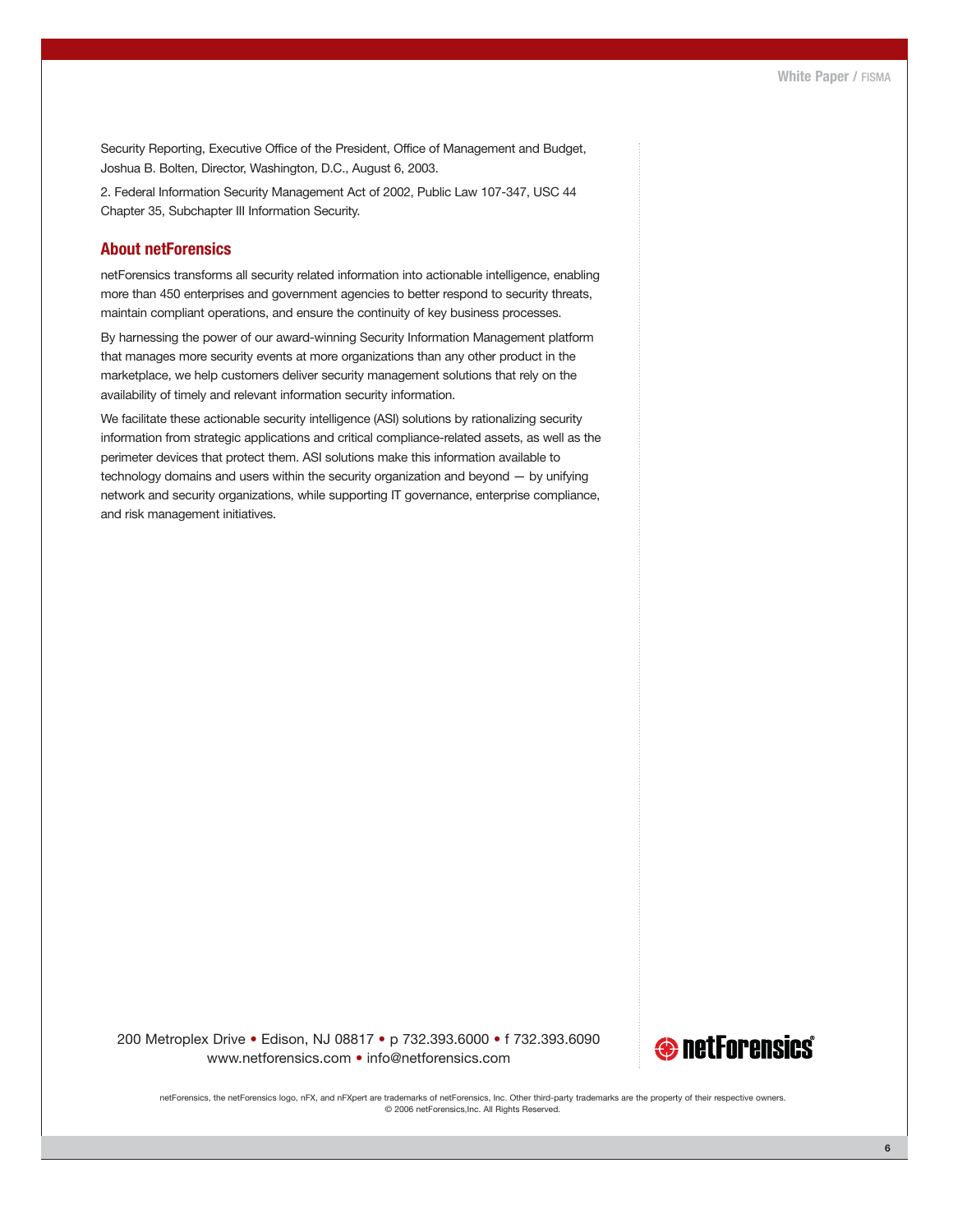Security Reporting, Executive Office of the President, Office of Management and Budget, Joshua B. Bolten, Director, Washington, D.C., August 6, 2003.

2. Federal Information Security Management Act of 2002, Public Law 107-347, USC 44 Chapter 35, Subchapter III Information Security.

## About netForensics

netForensics transforms all security related information into actionable intelligence, enabling more than 450 enterprises and government agencies to better respond to security threats, maintain compliant operations, and ensure the continuity of key business processes.

By harnessing the power of our award-winning Security Information Management platform that manages more security events at more organizations than any other product in the marketplace, we help customers deliver security management solutions that rely on the availability of timely and relevant information security information.

We facilitate these actionable security intelligence (ASI) solutions by rationalizing security information from strategic applications and critical compliance-related assets, as well as the perimeter devices that protect them. ASI solutions make this information available to technology domains and users within the security organization and beyond — by unifying network and security organizations, while supporting IT governance, enterprise compliance, and risk management initiatives.

200 Metroplex Drive • Edison, NJ 08817 • p 732.393.6000 • f 732.393.6090
www.netforensics.com • info@netforensics.com

netForensics®

netForensics, the netForensics logo, nFX, and nFXpert are trademarks of netForensics, Inc. Other third-party trademarks are the property of their respective owners.
© 2006 netForensics,Inc. All Rights Reserved.